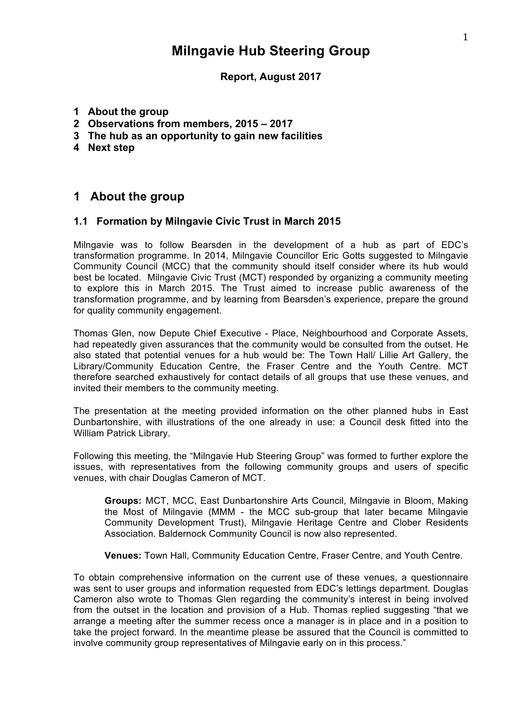# Milngavie Hub Steering Group

**Report, August 2017**

1. **About the group**
2. **Observations from members, 2015 – 2017**
3. **The hub as an opportunity to gain new facilities**
4. **Next step**

## 1 About the group

### 1.1 Formation by Milngavie Civic Trust in March 2015

Milngavie was to follow Bearsden in the development of a hub as part of EDC's transformation programme. In 2014, Milngavie Councillor Eric Gotts suggested to Milngavie Community Council (MCC) that the community should itself consider where its hub would best be located. Milngavie Civic Trust (MCT) responded by organizing a community meeting to explore this in March 2015. The Trust aimed to increase public awareness of the transformation programme, and by learning from Bearsden's experience, prepare the ground for quality community engagement.

Thomas Glen, now Depute Chief Executive - Place, Neighbourhood and Corporate Assets, had repeatedly given assurances that the community would be consulted from the outset. He also stated that potential venues for a hub would be: The Town Hall/ Lillie Art Gallery, the Library/Community Education Centre, the Fraser Centre and the Youth Centre. MCT therefore searched exhaustively for contact details of all groups that use these venues, and invited their members to the community meeting.

The presentation at the meeting provided information on the other planned hubs in East Dunbartonshire, with illustrations of the one already in use: a Council desk fitted into the William Patrick Library.

Following this meeting, the "Milngavie Hub Steering Group" was formed to further explore the issues, with representatives from the following community groups and users of specific venues, with chair Douglas Cameron of MCT.

> **Groups:** MCT, MCC, East Dunbartonshire Arts Council, Milngavie in Bloom, Making the Most of Milngavie (MMM - the MCC sub-group that later became Milngavie Community Development Trust), Milngavie Heritage Centre and Clober Residents Association. Baldernock Community Council is now also represented.
>
> **Venues:** Town Hall, Community Education Centre, Fraser Centre, and Youth Centre.

To obtain comprehensive information on the current use of these venues, a questionnaire was sent to user groups and information requested from EDC's lettings department. Douglas Cameron also wrote to Thomas Glen regarding the community's interest in being involved from the outset in the location and provision of a Hub. Thomas replied suggesting "that we arrange a meeting after the summer recess once a manager is in place and in a position to take the project forward. In the meantime please be assured that the Council is committed to involve community group representatives of Milngavie early on in this process."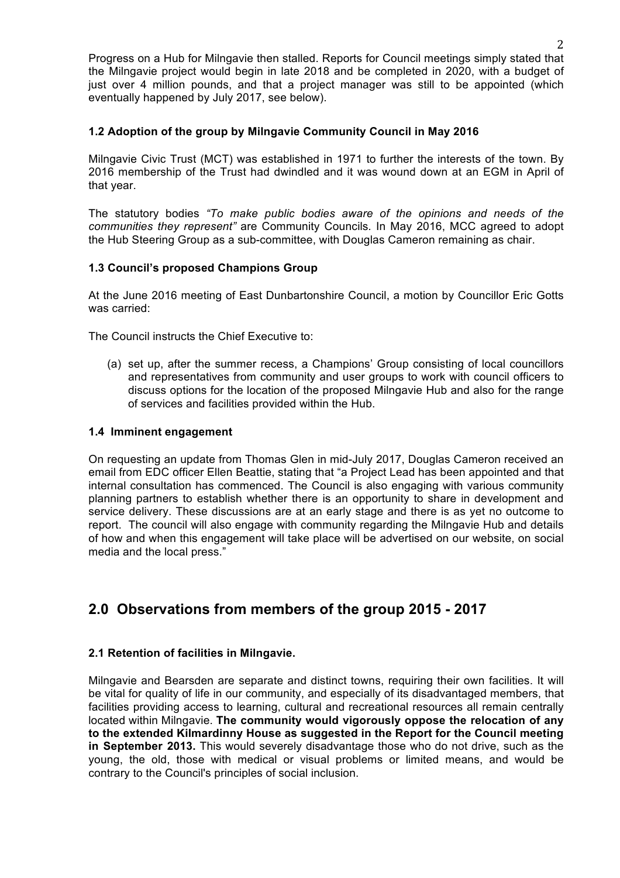Progress on a Hub for Milngavie then stalled. Reports for Council meetings simply stated that the Milngavie project would begin in late 2018 and be completed in 2020, with a budget of just over 4 million pounds, and that a project manager was still to be appointed (which eventually happened by July 2017, see below).

### 1.2 Adoption of the group by Milngavie Community Council in May 2016

Milngavie Civic Trust (MCT) was established in 1971 to further the interests of the town. By 2016 membership of the Trust had dwindled and it was wound down at an EGM in April of that year.

The statutory bodies *"To make public bodies aware of the opinions and needs of the communities they represent"* are Community Councils*.* In May 2016, MCC agreed to adopt the Hub Steering Group as a sub-committee, with Douglas Cameron remaining as chair.

### 1.3 Council's proposed Champions Group

At the June 2016 meeting of East Dunbartonshire Council, a motion by Councillor Eric Gotts was carried:

The Council instructs the Chief Executive to:

(a) set up, after the summer recess, a Champions' Group consisting of local councillors and representatives from community and user groups to work with council officers to discuss options for the location of the proposed Milngavie Hub and also for the range of services and facilities provided within the Hub.

### 1.4 Imminent engagement

On requesting an update from Thomas Glen in mid-July 2017, Douglas Cameron received an email from EDC officer Ellen Beattie, stating that "a Project Lead has been appointed and that internal consultation has commenced. The Council is also engaging with various community planning partners to establish whether there is an opportunity to share in development and service delivery. These discussions are at an early stage and there is as yet no outcome to report. The council will also engage with community regarding the Milngavie Hub and details of how and when this engagement will take place will be advertised on our website, on social media and the local press."

## 2.0 Observations from members of the group 2015 - 2017

### 2.1 Retention of facilities in Milngavie.

Milngavie and Bearsden are separate and distinct towns, requiring their own facilities. It will be vital for quality of life in our community, and especially of its disadvantaged members, that facilities providing access to learning, cultural and recreational resources all remain centrally located within Milngavie. **The community would vigorously oppose the relocation of any to the extended Kilmardinny House as suggested in the Report for the Council meeting in September 2013.** This would severely disadvantage those who do not drive, such as the young, the old, those with medical or visual problems or limited means, and would be contrary to the Council's principles of social inclusion.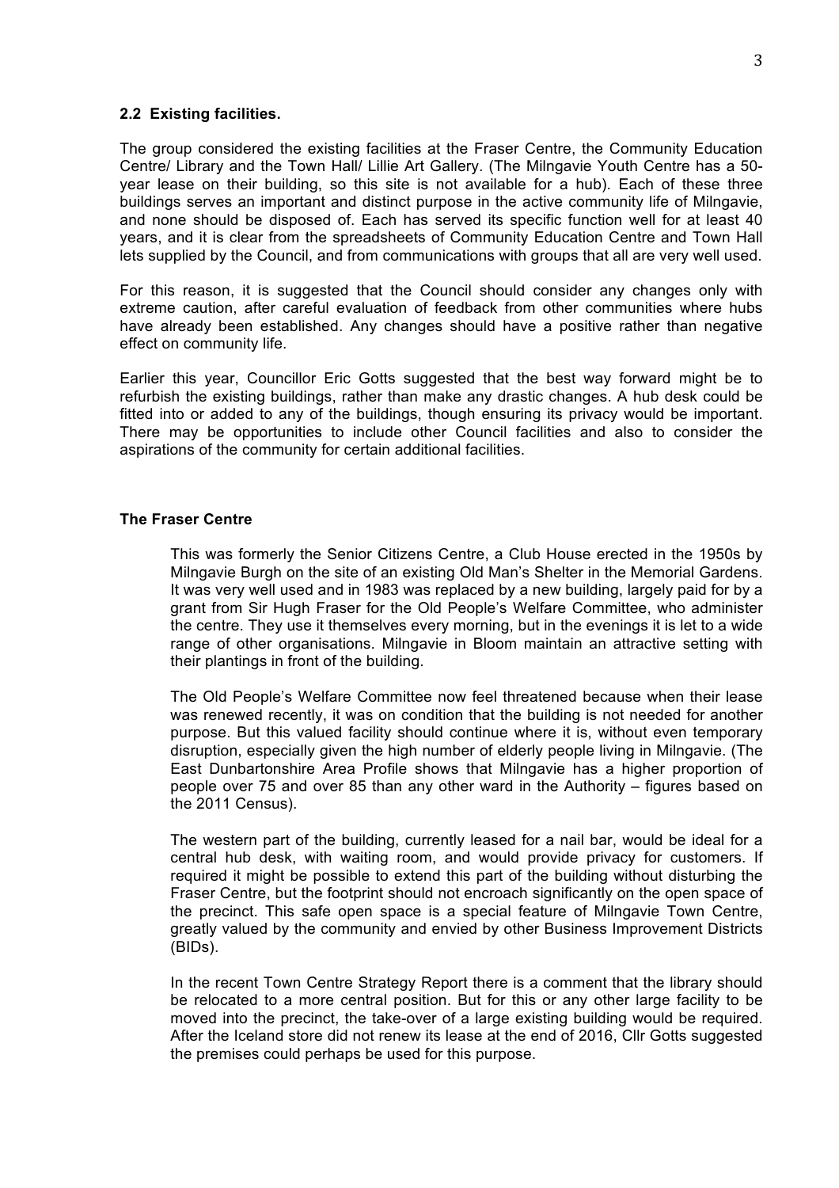### 2.2 Existing facilities.

The group considered the existing facilities at the Fraser Centre, the Community Education Centre/ Library and the Town Hall/ Lillie Art Gallery. (The Milngavie Youth Centre has a 50-year lease on their building, so this site is not available for a hub). Each of these three buildings serves an important and distinct purpose in the active community life of Milngavie, and none should be disposed of. Each has served its specific function well for at least 40 years, and it is clear from the spreadsheets of Community Education Centre and Town Hall lets supplied by the Council, and from communications with groups that all are very well used.

For this reason, it is suggested that the Council should consider any changes only with extreme caution, after careful evaluation of feedback from other communities where hubs have already been established. Any changes should have a positive rather than negative effect on community life.

Earlier this year, Councillor Eric Gotts suggested that the best way forward might be to refurbish the existing buildings, rather than make any drastic changes. A hub desk could be fitted into or added to any of the buildings, though ensuring its privacy would be important. There may be opportunities to include other Council facilities and also to consider the aspirations of the community for certain additional facilities.

#### The Fraser Centre

This was formerly the Senior Citizens Centre, a Club House erected in the 1950s by Milngavie Burgh on the site of an existing Old Man's Shelter in the Memorial Gardens. It was very well used and in 1983 was replaced by a new building, largely paid for by a grant from Sir Hugh Fraser for the Old People's Welfare Committee, who administer the centre. They use it themselves every morning, but in the evenings it is let to a wide range of other organisations. Milngavie in Bloom maintain an attractive setting with their plantings in front of the building.

The Old People's Welfare Committee now feel threatened because when their lease was renewed recently, it was on condition that the building is not needed for another purpose. But this valued facility should continue where it is, without even temporary disruption, especially given the high number of elderly people living in Milngavie. (The East Dunbartonshire Area Profile shows that Milngavie has a higher proportion of people over 75 and over 85 than any other ward in the Authority – figures based on the 2011 Census).

The western part of the building, currently leased for a nail bar, would be ideal for a central hub desk, with waiting room, and would provide privacy for customers. If required it might be possible to extend this part of the building without disturbing the Fraser Centre, but the footprint should not encroach significantly on the open space of the precinct. This safe open space is a special feature of Milngavie Town Centre, greatly valued by the community and envied by other Business Improvement Districts (BIDs).

In the recent Town Centre Strategy Report there is a comment that the library should be relocated to a more central position. But for this or any other large facility to be moved into the precinct, the take-over of a large existing building would be required. After the Iceland store did not renew its lease at the end of 2016, Cllr Gotts suggested the premises could perhaps be used for this purpose.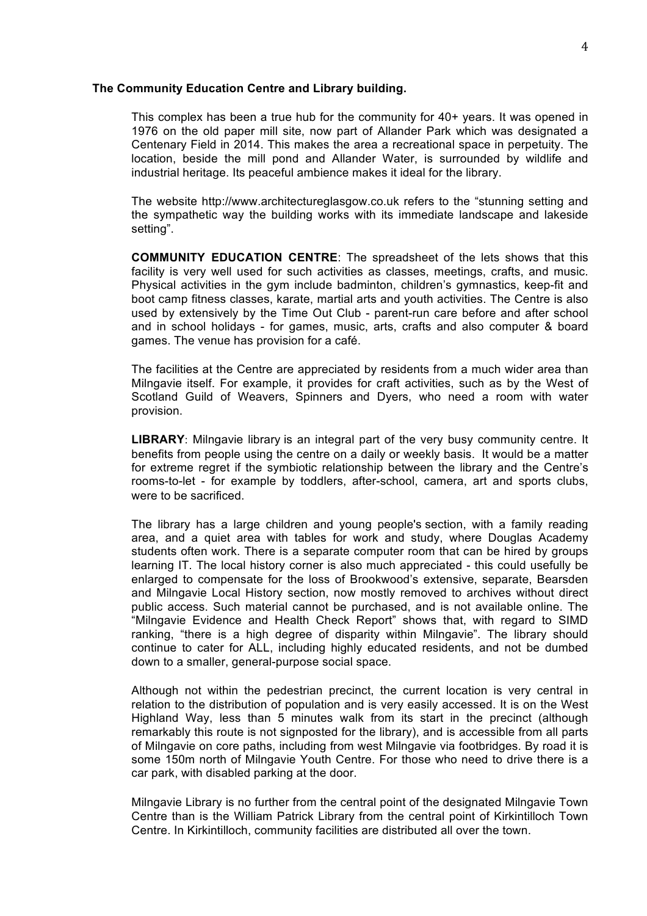**The Community Education Centre and Library building.**

This complex has been a true hub for the community for 40+ years. It was opened in 1976 on the old paper mill site, now part of Allander Park which was designated a Centenary Field in 2014. This makes the area a recreational space in perpetuity. The location, beside the mill pond and Allander Water, is surrounded by wildlife and industrial heritage. Its peaceful ambience makes it ideal for the library.

The website http://www.architectureglasgow.co.uk refers to the "stunning setting and the sympathetic way the building works with its immediate landscape and lakeside setting".

**COMMUNITY EDUCATION CENTRE**: The spreadsheet of the lets shows that this facility is very well used for such activities as classes, meetings, crafts, and music. Physical activities in the gym include badminton, children's gymnastics, keep-fit and boot camp fitness classes, karate, martial arts and youth activities. The Centre is also used by extensively by the Time Out Club - parent-run care before and after school and in school holidays - for games, music, arts, crafts and also computer & board games. The venue has provision for a café.

The facilities at the Centre are appreciated by residents from a much wider area than Milngavie itself. For example, it provides for craft activities, such as by the West of Scotland Guild of Weavers, Spinners and Dyers, who need a room with water provision.

**LIBRARY**: Milngavie library is an integral part of the very busy community centre. It benefits from people using the centre on a daily or weekly basis. It would be a matter for extreme regret if the symbiotic relationship between the library and the Centre's rooms-to-let - for example by toddlers, after-school, camera, art and sports clubs, were to be sacrificed.

The library has a large children and young people's section, with a family reading area, and a quiet area with tables for work and study, where Douglas Academy students often work. There is a separate computer room that can be hired by groups learning IT. The local history corner is also much appreciated - this could usefully be enlarged to compensate for the loss of Brookwood's extensive, separate, Bearsden and Milngavie Local History section, now mostly removed to archives without direct public access. Such material cannot be purchased, and is not available online. The "Milngavie Evidence and Health Check Report" shows that, with regard to SIMD ranking, "there is a high degree of disparity within Milngavie". The library should continue to cater for ALL, including highly educated residents, and not be dumbed down to a smaller, general-purpose social space.

Although not within the pedestrian precinct, the current location is very central in relation to the distribution of population and is very easily accessed. It is on the West Highland Way, less than 5 minutes walk from its start in the precinct (although remarkably this route is not signposted for the library), and is accessible from all parts of Milngavie on core paths, including from west Milngavie via footbridges. By road it is some 150m north of Milngavie Youth Centre. For those who need to drive there is a car park, with disabled parking at the door.

Milngavie Library is no further from the central point of the designated Milngavie Town Centre than is the William Patrick Library from the central point of Kirkintilloch Town Centre. In Kirkintilloch, community facilities are distributed all over the town.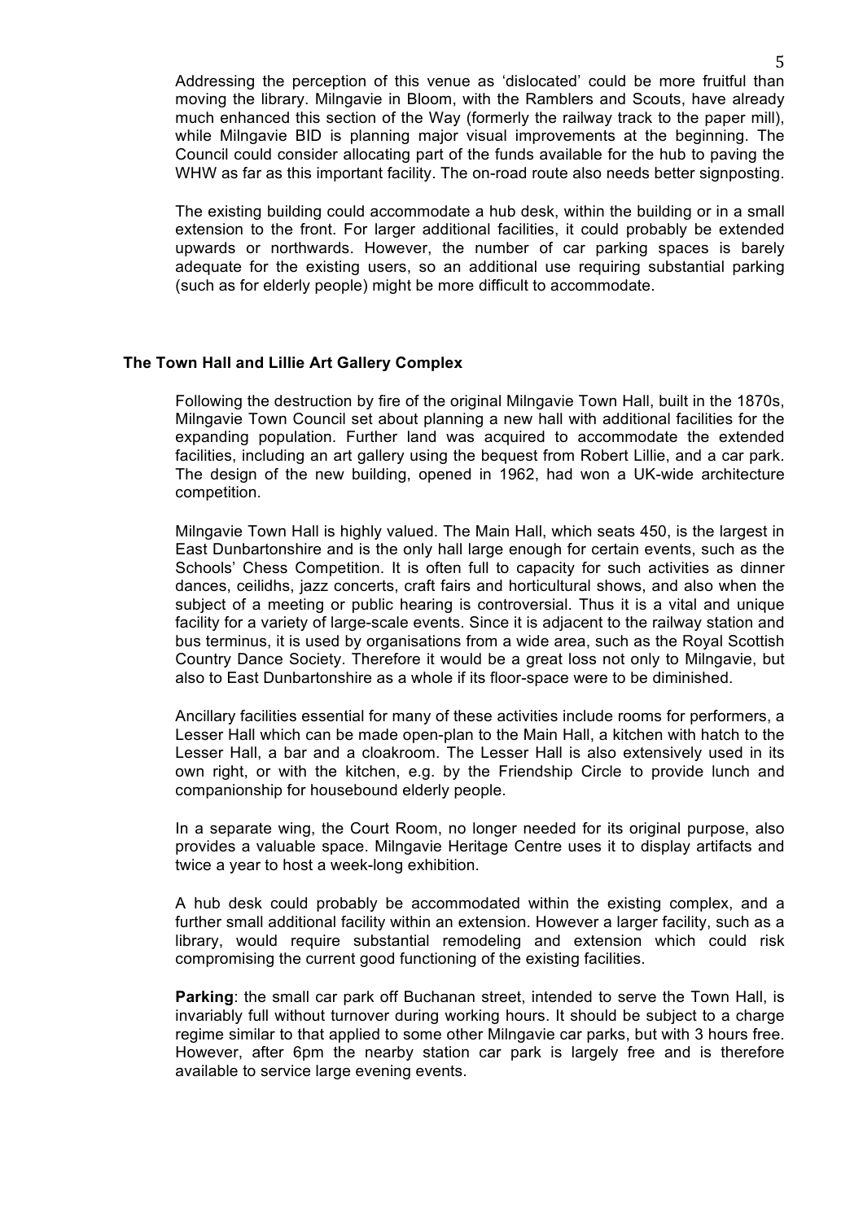Addressing the perception of this venue as 'dislocated' could be more fruitful than moving the library. Milngavie in Bloom, with the Ramblers and Scouts, have already much enhanced this section of the Way (formerly the railway track to the paper mill), while Milngavie BID is planning major visual improvements at the beginning. The Council could consider allocating part of the funds available for the hub to paving the WHW as far as this important facility. The on-road route also needs better signposting.

The existing building could accommodate a hub desk, within the building or in a small extension to the front. For larger additional facilities, it could probably be extended upwards or northwards. However, the number of car parking spaces is barely adequate for the existing users, so an additional use requiring substantial parking (such as for elderly people) might be more difficult to accommodate.

### The Town Hall and Lillie Art Gallery Complex

Following the destruction by fire of the original Milngavie Town Hall, built in the 1870s, Milngavie Town Council set about planning a new hall with additional facilities for the expanding population. Further land was acquired to accommodate the extended facilities, including an art gallery using the bequest from Robert Lillie, and a car park. The design of the new building, opened in 1962, had won a UK-wide architecture competition.

Milngavie Town Hall is highly valued. The Main Hall, which seats 450, is the largest in East Dunbartonshire and is the only hall large enough for certain events, such as the Schools' Chess Competition. It is often full to capacity for such activities as dinner dances, ceilidhs, jazz concerts, craft fairs and horticultural shows, and also when the subject of a meeting or public hearing is controversial. Thus it is a vital and unique facility for a variety of large-scale events. Since it is adjacent to the railway station and bus terminus, it is used by organisations from a wide area, such as the Royal Scottish Country Dance Society. Therefore it would be a great loss not only to Milngavie, but also to East Dunbartonshire as a whole if its floor-space were to be diminished.

Ancillary facilities essential for many of these activities include rooms for performers, a Lesser Hall which can be made open-plan to the Main Hall, a kitchen with hatch to the Lesser Hall, a bar and a cloakroom. The Lesser Hall is also extensively used in its own right, or with the kitchen, e.g. by the Friendship Circle to provide lunch and companionship for housebound elderly people.

In a separate wing, the Court Room, no longer needed for its original purpose, also provides a valuable space. Milngavie Heritage Centre uses it to display artifacts and twice a year to host a week-long exhibition.

A hub desk could probably be accommodated within the existing complex, and a further small additional facility within an extension. However a larger facility, such as a library, would require substantial remodeling and extension which could risk compromising the current good functioning of the existing facilities.

**Parking**: the small car park off Buchanan street, intended to serve the Town Hall, is invariably full without turnover during working hours. It should be subject to a charge regime similar to that applied to some other Milngavie car parks, but with 3 hours free. However, after 6pm the nearby station car park is largely free and is therefore available to service large evening events.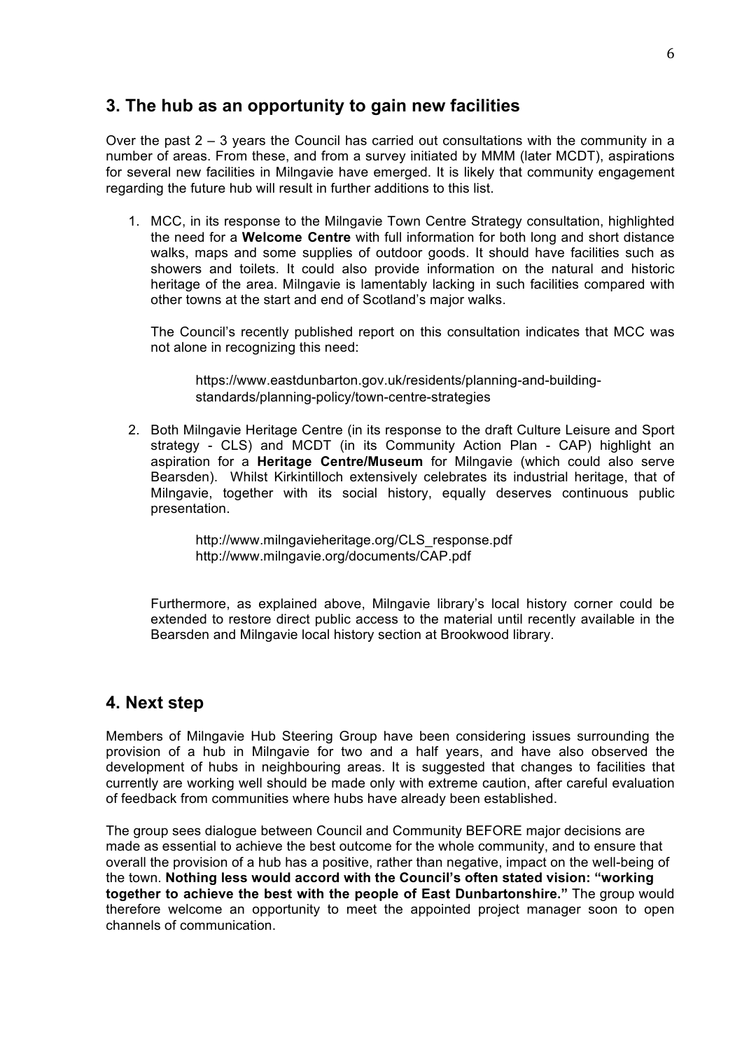## 3. The hub as an opportunity to gain new facilities

Over the past 2 – 3 years the Council has carried out consultations with the community in a number of areas. From these, and from a survey initiated by MMM (later MCDT), aspirations for several new facilities in Milngavie have emerged. It is likely that community engagement regarding the future hub will result in further additions to this list.

1. MCC, in its response to the Milngavie Town Centre Strategy consultation, highlighted the need for a **Welcome Centre** with full information for both long and short distance walks, maps and some supplies of outdoor goods. It should have facilities such as showers and toilets. It could also provide information on the natural and historic heritage of the area. Milngavie is lamentably lacking in such facilities compared with other towns at the start and end of Scotland's major walks.

   The Council's recently published report on this consultation indicates that MCC was not alone in recognizing this need:

   > https://www.eastdunbarton.gov.uk/residents/planning-and-building-standards/planning-policy/town-centre-strategies

2. Both Milngavie Heritage Centre (in its response to the draft Culture Leisure and Sport strategy - CLS) and MCDT (in its Community Action Plan - CAP) highlight an aspiration for a **Heritage Centre/Museum** for Milngavie (which could also serve Bearsden). Whilst Kirkintilloch extensively celebrates its industrial heritage, that of Milngavie, together with its social history, equally deserves continuous public presentation.

   > http://www.milngavieheritage.org/CLS_response.pdf
   > http://www.milngavie.org/documents/CAP.pdf

   Furthermore, as explained above, Milngavie library's local history corner could be extended to restore direct public access to the material until recently available in the Bearsden and Milngavie local history section at Brookwood library.

## 4. Next step

Members of Milngavie Hub Steering Group have been considering issues surrounding the provision of a hub in Milngavie for two and a half years, and have also observed the development of hubs in neighbouring areas. It is suggested that changes to facilities that currently are working well should be made only with extreme caution, after careful evaluation of feedback from communities where hubs have already been established.

The group sees dialogue between Council and Community BEFORE major decisions are made as essential to achieve the best outcome for the whole community, and to ensure that overall the provision of a hub has a positive, rather than negative, impact on the well-being of the town. **Nothing less would accord with the Council's often stated vision: "working together to achieve the best with the people of East Dunbartonshire."** The group would therefore welcome an opportunity to meet the appointed project manager soon to open channels of communication.